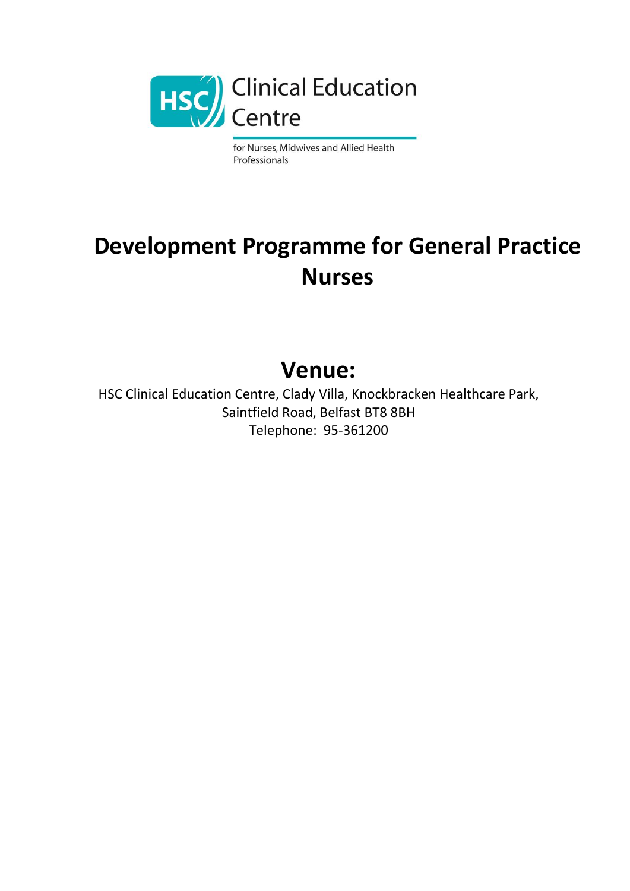HSC Clinical Education Centre

for Nurses, Midwives and Allied Health Professionals

# Development Programme for General Practice Nurses

## Venue:

HSC Clinical Education Centre, Clady Villa, Knockbracken Healthcare Park, Saintfield Road, Belfast BT8 8BH
Telephone: 95-361200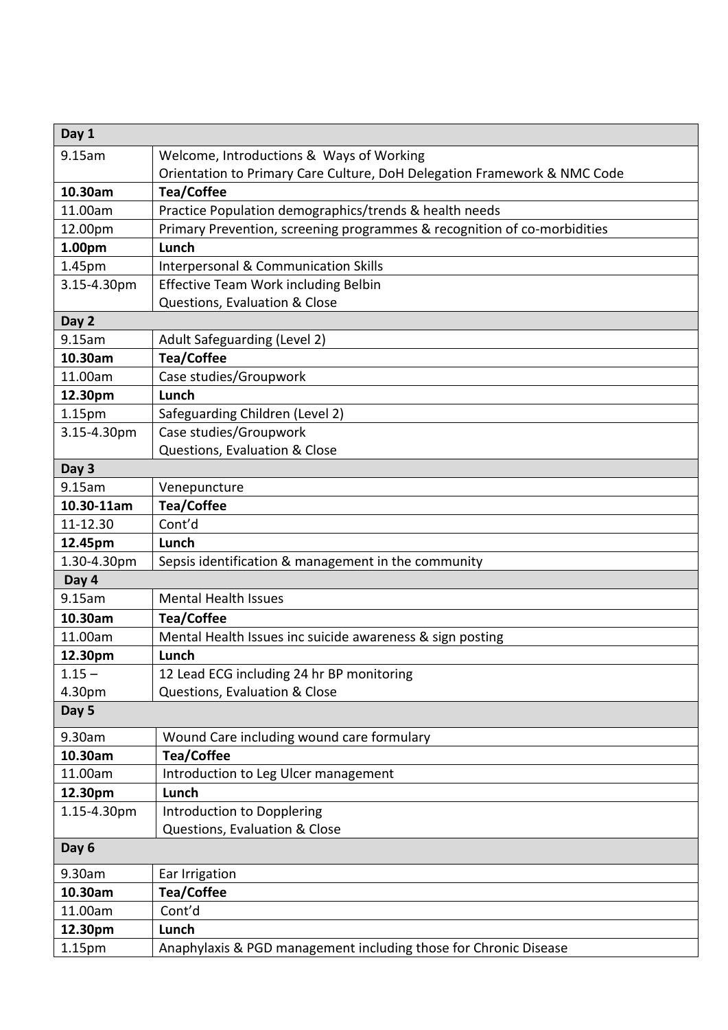| Day 1 | |
|---|---|
| 9.15am | Welcome, Introductions & Ways of Working<br>Orientation to Primary Care Culture, DoH Delegation Framework & NMC Code |
| **10.30am** | **Tea/Coffee** |
| 11.00am | Practice Population demographics/trends & health needs |
| 12.00pm | Primary Prevention, screening programmes & recognition of co-morbidities |
| **1.00pm** | **Lunch** |
| 1.45pm | Interpersonal & Communication Skills |
| 3.15-4.30pm | Effective Team Work including Belbin<br>Questions, Evaluation & Close |
| **Day 2** | |
| 9.15am | Adult Safeguarding (Level 2) |
| **10.30am** | **Tea/Coffee** |
| 11.00am | Case studies/Groupwork |
| **12.30pm** | **Lunch** |
| 1.15pm | Safeguarding Children (Level 2) |
| 3.15-4.30pm | Case studies/Groupwork<br>Questions, Evaluation & Close |
| **Day 3** | |
| 9.15am | Venepuncture |
| **10.30-11am** | **Tea/Coffee** |
| 11-12.30 | Cont'd |
| **12.45pm** | **Lunch** |
| 1.30-4.30pm | Sepsis identification & management in the community |
| **Day 4** | |
| 9.15am | Mental Health Issues |
| **10.30am** | **Tea/Coffee** |
| 11.00am | Mental Health Issues inc suicide awareness & sign posting |
| **12.30pm** | **Lunch** |
| 1.15 – 4.30pm | 12 Lead ECG including 24 hr BP monitoring<br>Questions, Evaluation & Close |
| **Day 5** | |
| 9.30am | Wound Care including wound care formulary |
| **10.30am** | **Tea/Coffee** |
| 11.00am | Introduction to Leg Ulcer management |
| **12.30pm** | **Lunch** |
| 1.15-4.30pm | Introduction to Dopplering<br>Questions, Evaluation & Close |
| **Day 6** | |
| 9.30am | Ear Irrigation |
| **10.30am** | **Tea/Coffee** |
| 11.00am | Cont'd |
| **12.30pm** | **Lunch** |
| 1.15pm | Anaphylaxis & PGD management including those for Chronic Disease |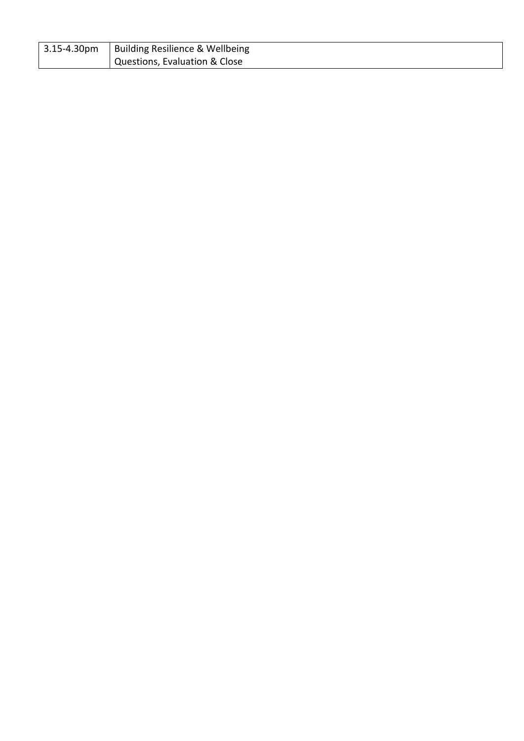| | |
|---|---|
| 3.15-4.30pm | Building Resilience & Wellbeing<br>Questions, Evaluation & Close |